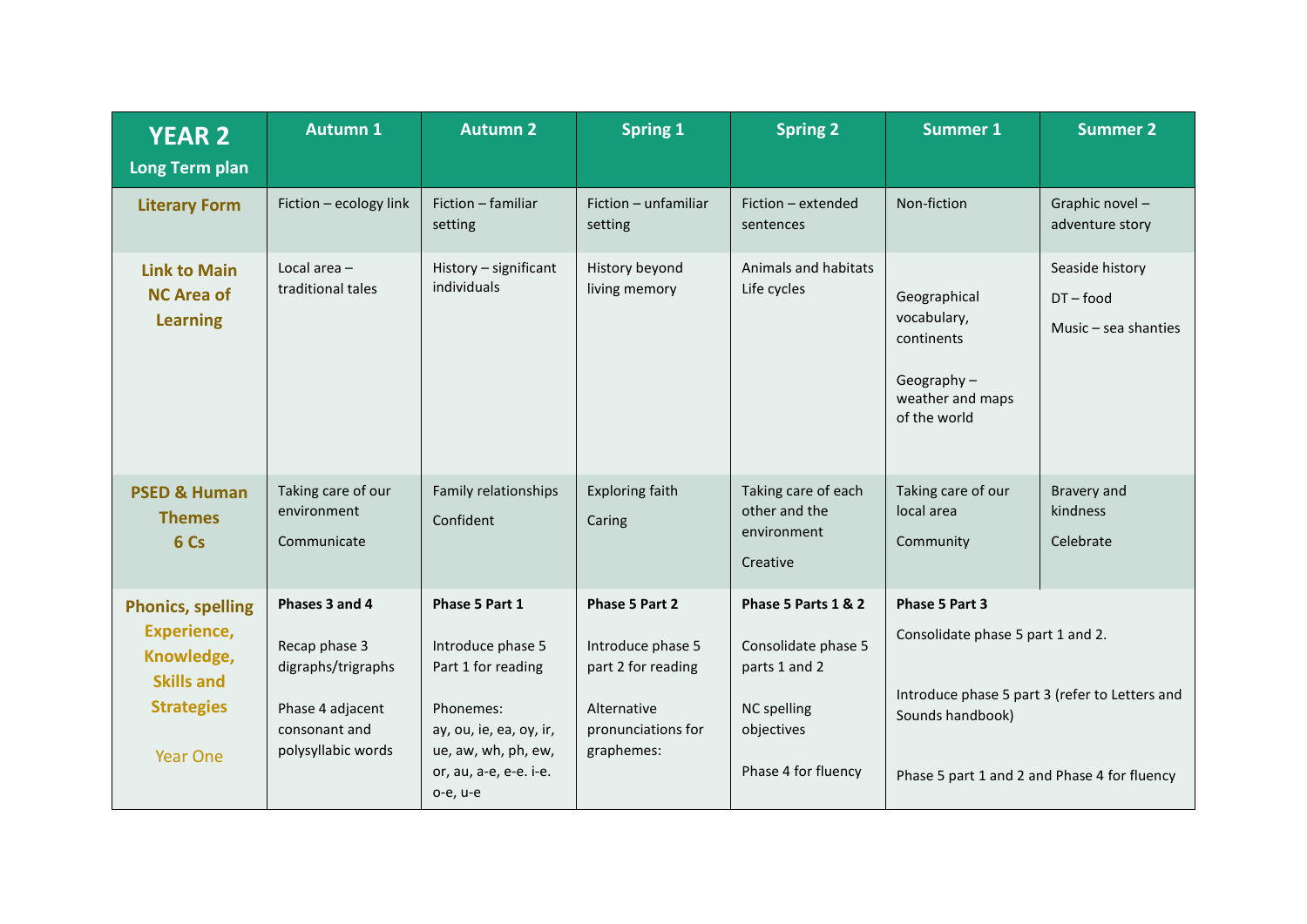| **YEAR 2** Long Term plan | Autumn 1 | Autumn 2 | Spring 1 | Spring 2 | Summer 1 | Summer 2 |
|---|---|---|---|---|---|---|
| **Literary Form** | Fiction – ecology link | Fiction – familiar setting | Fiction – unfamiliar setting | Fiction – extended sentences | Non-fiction | Graphic novel – adventure story |
| **Link to Main NC Area of Learning** | Local area – traditional tales | History – significant individuals | History beyond living memory | Animals and habitats<br>Life cycles | Geographical vocabulary, continents<br><br>Geography – weather and maps of the world | Seaside history<br><br>DT – food<br><br>Music – sea shanties |
| **PSED & Human Themes 6 Cs** | Taking care of our environment<br><br>Communicate | Family relationships<br><br>Confident | Exploring faith<br><br>Caring | Taking care of each other and the environment<br><br>Creative | Taking care of our local area<br><br>Community | Bravery and kindness<br><br>Celebrate |
| **Phonics, spelling Experience, Knowledge, Skills and Strategies**<br><br>Year One | **Phases 3 and 4**<br><br>Recap phase 3 digraphs/trigraphs<br><br>Phase 4 adjacent consonant and polysyllabic words | **Phase 5 Part 1**<br><br>Introduce phase 5 Part 1 for reading<br><br>Phonemes:<br>ay, ou, ie, ea, oy, ir, ue, aw, wh, ph, ew, or, au, a-e, e-e. i-e. o-e, u-e | **Phase 5 Part 2**<br><br>Introduce phase 5 part 2 for reading<br><br>Alternative pronunciations for graphemes: | **Phase 5 Parts 1 & 2**<br><br>Consolidate phase 5 parts 1 and 2<br><br>NC spelling objectives<br><br>Phase 4 for fluency | **Phase 5 Part 3**<br><br>Consolidate phase 5 part 1 and 2.<br><br>Introduce phase 5 part 3 (refer to Letters and Sounds handbook)<br><br>Phase 5 part 1 and 2 and Phase 4 for fluency | |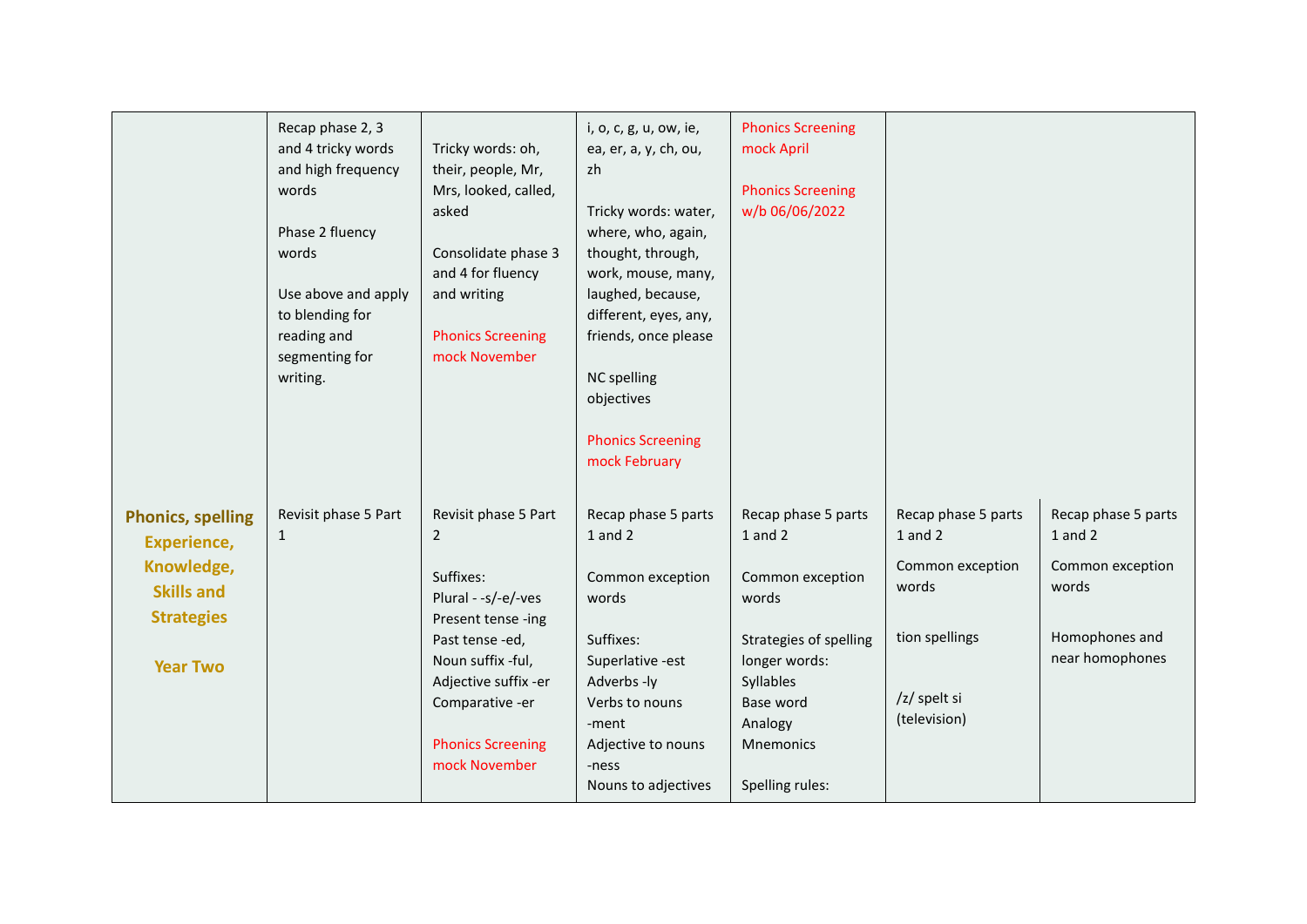| | | | | | | |
|---|---|---|---|---|---|---|
| | Recap phase 2, 3 and 4 tricky words and high frequency words<br><br>Phase 2 fluency words<br><br>Use above and apply to blending for reading and segmenting for writing. | Tricky words: oh, their, people, Mr, Mrs, looked, called, asked<br><br>Consolidate phase 3 and 4 for fluency and writing<br><br>Phonics Screening mock November | i, o, c, g, u, ow, ie, ea, er, a, y, ch, ou, zh<br><br>Tricky words: water, where, who, again, thought, through, work, mouse, many, laughed, because, different, eyes, any, friends, once please<br><br>NC spelling objectives<br><br>Phonics Screening mock February | Phonics Screening mock April<br><br>Phonics Screening w/b 06/06/2022 | | |
| **Phonics, spelling Experience, Knowledge, Skills and Strategies**<br><br>**Year Two** | Revisit phase 5 Part 1 | Revisit phase 5 Part 2<br><br>Suffixes:<br>Plural - -s/-e/-ves<br>Present tense -ing<br>Past tense -ed,<br>Noun suffix -ful,<br>Adjective suffix -er<br>Comparative -er<br><br>Phonics Screening mock November | Recap phase 5 parts 1 and 2<br><br>Common exception words<br><br>Suffixes:<br>Superlative -est<br>Adverbs -ly<br>Verbs to nouns -ment<br>Adjective to nouns -ness<br>Nouns to adjectives | Recap phase 5 parts 1 and 2<br><br>Common exception words<br><br>Strategies of spelling longer words:<br>Syllables<br>Base word<br>Analogy<br>Mnemonics<br><br>Spelling rules: | Recap phase 5 parts 1 and 2<br><br>Common exception words<br><br>tion spellings<br><br>/z/ spelt si (television) | Recap phase 5 parts 1 and 2<br><br>Common exception words<br><br>Homophones and near homophones |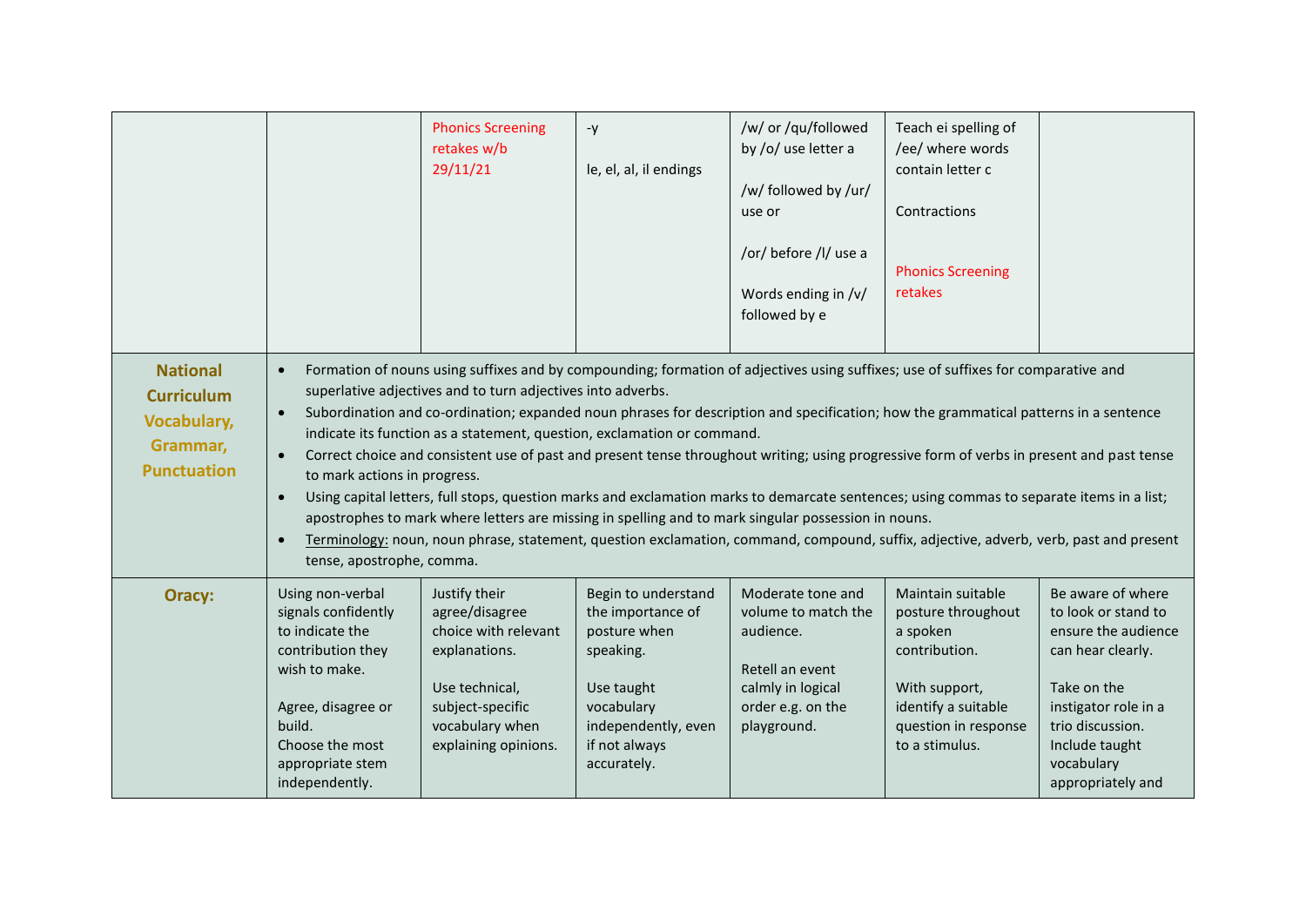| | | | | | | |
|---|---|---|---|---|---|---|
| | | Phonics Screening retakes w/b 29/11/21 | -y<br><br>le, el, al, il endings | /w/ or /qu/followed by /o/ use letter a<br><br>/w/ followed by /ur/ use or<br><br>/or/ before /l/ use a<br><br>Words ending in /v/ followed by e | Teach ei spelling of /ee/ where words contain letter c<br><br>Contractions<br><br>Phonics Screening retakes | |
| **National Curriculum Vocabulary, Grammar, Punctuation** | • Formation of nouns using suffixes and by compounding; formation of adjectives using suffixes; use of suffixes for comparative and superlative adjectives and to turn adjectives into adverbs.<br>• Subordination and co-ordination; expanded noun phrases for description and specification; how the grammatical patterns in a sentence indicate its function as a statement, question, exclamation or command.<br>• Correct choice and consistent use of past and present tense throughout writing; using progressive form of verbs in present and past tense to mark actions in progress.<br>• Using capital letters, full stops, question marks and exclamation marks to demarcate sentences; using commas to separate items in a list; apostrophes to mark where letters are missing in spelling and to mark singular possession in nouns.<br>• Terminology: noun, noun phrase, statement, question exclamation, command, compound, suffix, adjective, adverb, verb, past and present tense, apostrophe, comma. | | | | | |
| **Oracy:** | Using non-verbal signals confidently to indicate the contribution they wish to make.<br><br>Agree, disagree or build.<br>Choose the most appropriate stem independently. | Justify their agree/disagree choice with relevant explanations.<br><br>Use technical, subject-specific vocabulary when explaining opinions. | Begin to understand the importance of posture when speaking.<br><br>Use taught vocabulary independently, even if not always accurately. | Moderate tone and volume to match the audience.<br><br>Retell an event calmly in logical order e.g. on the playground. | Maintain suitable posture throughout a spoken contribution.<br><br>With support, identify a suitable question in response to a stimulus. | Be aware of where to look or stand to ensure the audience can hear clearly.<br><br>Take on the instigator role in a trio discussion.<br>Include taught vocabulary appropriately and |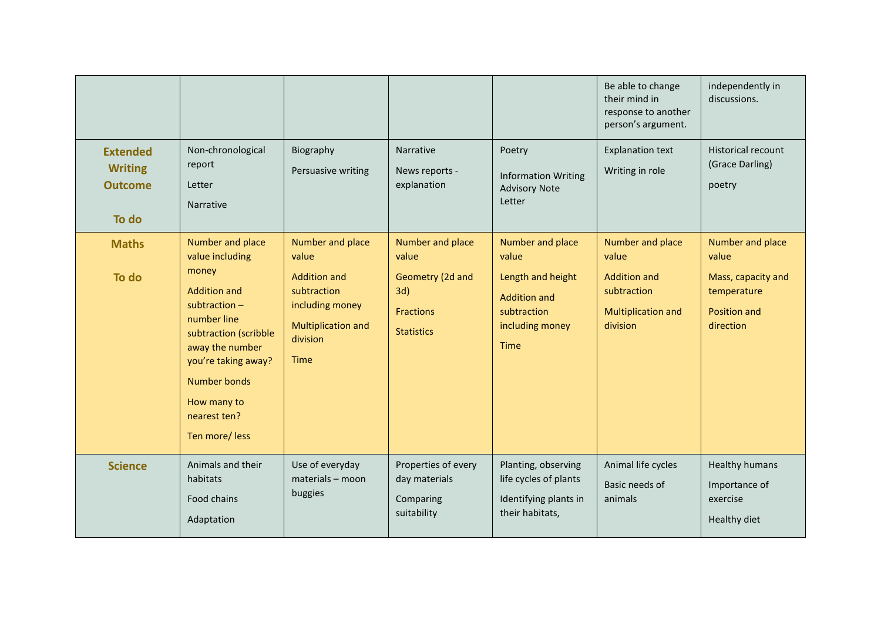| | | | | | | |
|---|---|---|---|---|---|---|
| | | | | | Be able to change their mind in response to another person's argument. | independently in discussions. |
| **Extended Writing Outcome**<br><br>**To do** | Non-chronological report<br><br>Letter<br><br>Narrative | Biography<br><br>Persuasive writing | Narrative<br><br>News reports - explanation | Poetry<br><br>Information Writing Advisory Note Letter | Explanation text<br><br>Writing in role | Historical recount (Grace Darling)<br><br>poetry |
| **Maths**<br><br>**To do** | Number and place value including money<br><br>Addition and subtraction – number line subtraction (scribble away the number you're taking away?<br><br>Number bonds<br><br>How many to nearest ten?<br><br>Ten more/ less | Number and place value<br><br>Addition and subtraction including money<br><br>Multiplication and division<br><br>Time | Number and place value<br><br>Geometry (2d and 3d)<br><br>Fractions<br><br>Statistics | Number and place value<br><br>Length and height<br><br>Addition and subtraction including money<br><br>Time | Number and place value<br><br>Addition and subtraction<br><br>Multiplication and division | Number and place value<br><br>Mass, capacity and temperature<br><br>Position and direction |
| **Science** | Animals and their habitats<br><br>Food chains<br><br>Adaptation | Use of everyday materials – moon buggies | Properties of every day materials<br><br>Comparing suitability | Planting, observing life cycles of plants<br><br>Identifying plants in their habitats, | Animal life cycles<br><br>Basic needs of animals | Healthy humans<br><br>Importance of exercise<br><br>Healthy diet |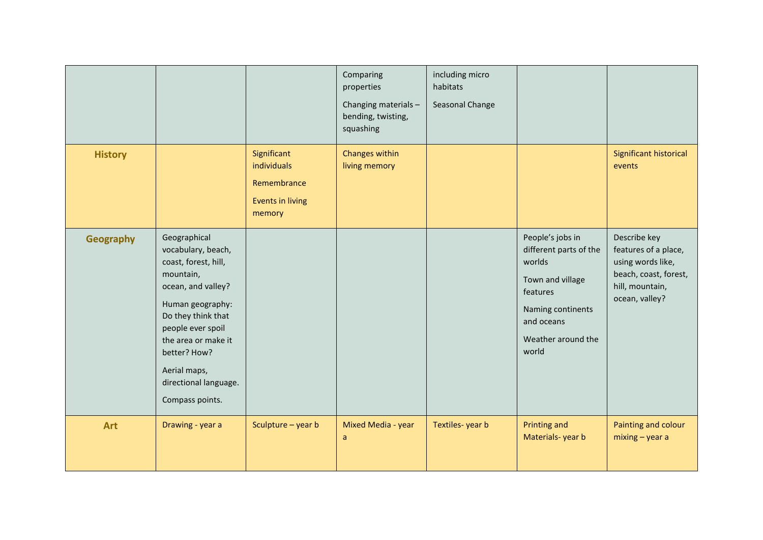| | | | | | | |
|---|---|---|---|---|---|---|
| | | | Comparing properties<br>Changing materials – bending, twisting, squashing | including micro habitats<br>Seasonal Change | | |
| **History** | | Significant individuals<br>Remembrance<br>Events in living memory | Changes within living memory | | | Significant historical events |
| **Geography** | Geographical vocabulary, beach, coast, forest, hill, mountain, ocean, and valley?<br>Human geography: Do they think that people ever spoil the area or make it better? How?<br>Aerial maps, directional language.<br>Compass points. | | | | People's jobs in different parts of the worlds<br>Town and village features<br>Naming continents and oceans<br>Weather around the world | Describe key features of a place, using words like, beach, coast, forest, hill, mountain, ocean, valley? |
| **Art** | Drawing - year a | Sculpture – year b | Mixed Media - year a | Textiles- year b | Printing and Materials- year b | Painting and colour mixing – year a |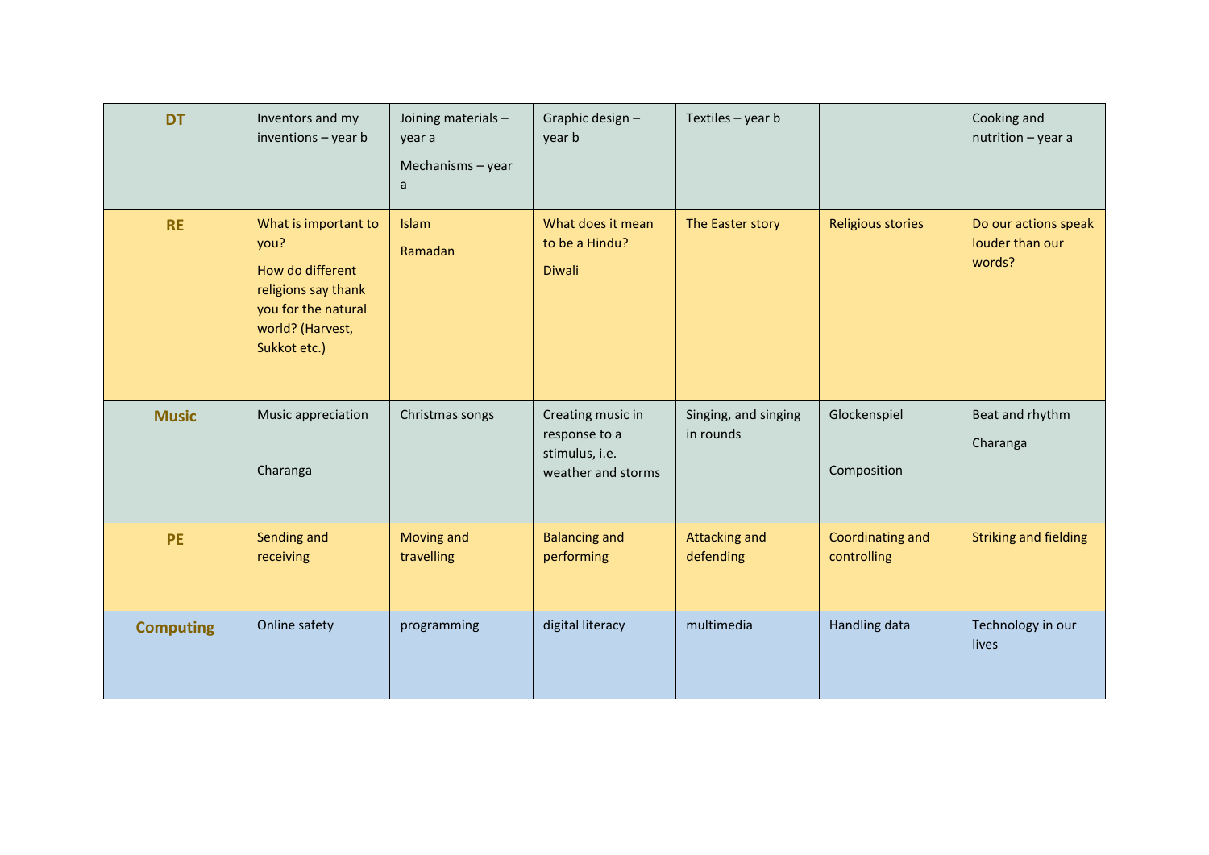| DT | Inventors and my inventions – year b | Joining materials – year a<br><br>Mechanisms – year a | Graphic design – year b | Textiles – year b | | Cooking and nutrition – year a |
|---|---|---|---|---|---|---|
| RE | What is important to you?<br><br>How do different religions say thank you for the natural world? (Harvest, Sukkot etc.) | Islam<br><br>Ramadan | What does it mean to be a Hindu?<br><br>Diwali | The Easter story | Religious stories | Do our actions speak louder than our words? |
| Music | Music appreciation<br><br>Charanga | Christmas songs | Creating music in response to a stimulus, i.e. weather and storms | Singing, and singing in rounds | Glockenspiel<br><br>Composition | Beat and rhythm<br><br>Charanga |
| PE | Sending and receiving | Moving and travelling | Balancing and performing | Attacking and defending | Coordinating and controlling | Striking and fielding |
| Computing | Online safety | programming | digital literacy | multimedia | Handling data | Technology in our lives |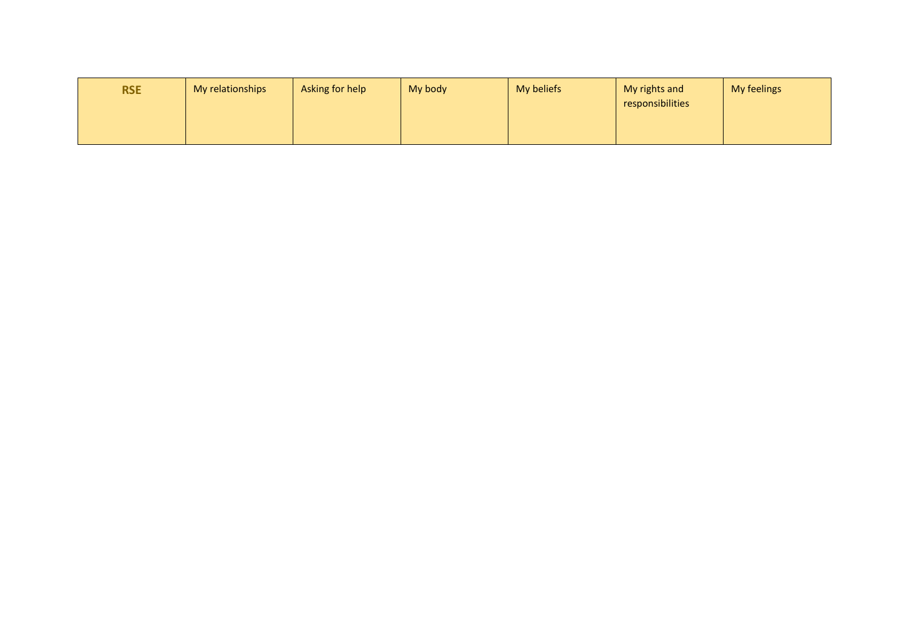| | | | | | | |
|---|---|---|---|---|---|---|
| **RSE** | My relationships | Asking for help | My body | My beliefs | My rights and responsibilities | My feelings |